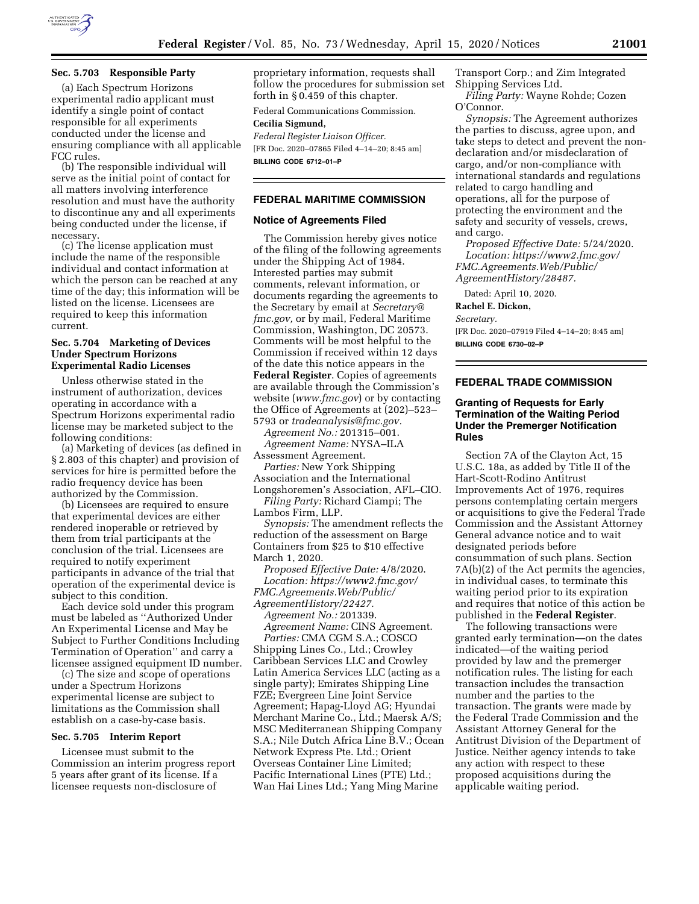### Sec. 5.703 Responsible Party

(a) Each Spectrum Horizons experimental radio applicant must identify a single point of contact responsible for all experiments conducted under the license and ensuring compliance with all applicable FCC rules.

(b) The responsible individual will serve as the initial point of contact for all matters involving interference resolution and must have the authority to discontinue any and all experiments being conducted under the license, if necessary.

(c) The license application must include the name of the responsible individual and contact information at which the person can be reached at any time of the day; this information will be listed on the license. Licensees are required to keep this information current.

### Sec. 5.704 Marketing of Devices Under Spectrum Horizons Experimental Radio Licenses

Unless otherwise stated in the instrument of authorization, devices operating in accordance with a Spectrum Horizons experimental radio license may be marketed subject to the following conditions:

(a) Marketing of devices (as defined in § 2.803 of this chapter) and provision of services for hire is permitted before the radio frequency device has been authorized by the Commission.

(b) Licensees are required to ensure that experimental devices are either rendered inoperable or retrieved by them from trial participants at the conclusion of the trial. Licensees are required to notify experiment participants in advance of the trial that operation of the experimental device is subject to this condition.

Each device sold under this program must be labeled as ''Authorized Under An Experimental License and May be Subject to Further Conditions Including Termination of Operation'' and carry a licensee assigned equipment ID number.

(c) The size and scope of operations under a Spectrum Horizons experimental license are subject to limitations as the Commission shall establish on a case-by-case basis.

### Sec. 5.705 Interim Report

Licensee must submit to the Commission an interim progress report 5 years after grant of its license. If a licensee requests non-disclosure of proprietary information, requests shall follow the procedures for submission set forth in § 0.459 of this chapter.

Federal Communications Commission.

**Cecilia Sigmund,**

*Federal Register Liaison Officer.*

[FR Doc. 2020–07865 Filed 4–14–20; 8:45 am]

**BILLING CODE 6712–01–P**

## FEDERAL MARITIME COMMISSION

### Notice of Agreements Filed

The Commission hereby gives notice of the filing of the following agreements under the Shipping Act of 1984. Interested parties may submit comments, relevant information, or documents regarding the agreements to the Secretary by email at *Secretary@fmc.gov,* or by mail, Federal Maritime Commission, Washington, DC 20573. Comments will be most helpful to the Commission if received within 12 days of the date this notice appears in the **Federal Register**. Copies of agreements are available through the Commission's website (*www.fmc.gov*) or by contacting the Office of Agreements at (202)–523–5793 or *tradeanalysis@fmc.gov.*

*Agreement No.:* 201315–001.

*Agreement Name:* NYSA–ILA Assessment Agreement.

*Parties:* New York Shipping Association and the International Longshoremen's Association, AFL–CIO.

*Filing Party:* Richard Ciampi; The Lambos Firm, LLP.

*Synopsis:* The amendment reflects the reduction of the assessment on Barge Containers from $25 to $10 effective March 1, 2020.

*Proposed Effective Date:* 4/8/2020.

*Location: https://www2.fmc.gov/FMC.Agreements.Web/Public/AgreementHistory/22427.*

*Agreement No.:* 201339.

*Agreement Name:* CINS Agreement.

*Parties:* CMA CGM S.A.; COSCO Shipping Lines Co., Ltd.; Crowley Caribbean Services LLC and Crowley Latin America Services LLC (acting as a single party); Emirates Shipping Line FZE; Evergreen Line Joint Service Agreement; Hapag-Lloyd AG; Hyundai Merchant Marine Co., Ltd.; Maersk A/S; MSC Mediterranean Shipping Company S.A.; Nile Dutch Africa Line B.V.; Ocean Network Express Pte. Ltd.; Orient Overseas Container Line Limited; Pacific International Lines (PTE) Ltd.; Wan Hai Lines Ltd.; Yang Ming Marine Transport Corp.; and Zim Integrated Shipping Services Ltd.

*Filing Party:* Wayne Rohde; Cozen O'Connor.

*Synopsis:* The Agreement authorizes the parties to discuss, agree upon, and take steps to detect and prevent the non-declaration and/or misdeclaration of cargo, and/or non-compliance with international standards and regulations related to cargo handling and operations, all for the purpose of protecting the environment and the safety and security of vessels, crews, and cargo.

*Proposed Effective Date:* 5/24/2020.

*Location: https://www2.fmc.gov/FMC.Agreements.Web/Public/AgreementHistory/28487.*

Dated: April 10, 2020.

**Rachel E. Dickon,**

*Secretary.*

[FR Doc. 2020–07919 Filed 4–14–20; 8:45 am]

**BILLING CODE 6730–02–P**

## FEDERAL TRADE COMMISSION

### Granting of Requests for Early Termination of the Waiting Period Under the Premerger Notification Rules

Section 7A of the Clayton Act, 15 U.S.C. 18a, as added by Title II of the Hart-Scott-Rodino Antitrust Improvements Act of 1976, requires persons contemplating certain mergers or acquisitions to give the Federal Trade Commission and the Assistant Attorney General advance notice and to wait designated periods before consummation of such plans. Section 7A(b)(2) of the Act permits the agencies, in individual cases, to terminate this waiting period prior to its expiration and requires that notice of this action be published in the **Federal Register**.

The following transactions were granted early termination—on the dates indicated—of the waiting period provided by law and the premerger notification rules. The listing for each transaction includes the transaction number and the parties to the transaction. The grants were made by the Federal Trade Commission and the Assistant Attorney General for the Antitrust Division of the Department of Justice. Neither agency intends to take any action with respect to these proposed acquisitions during the applicable waiting period.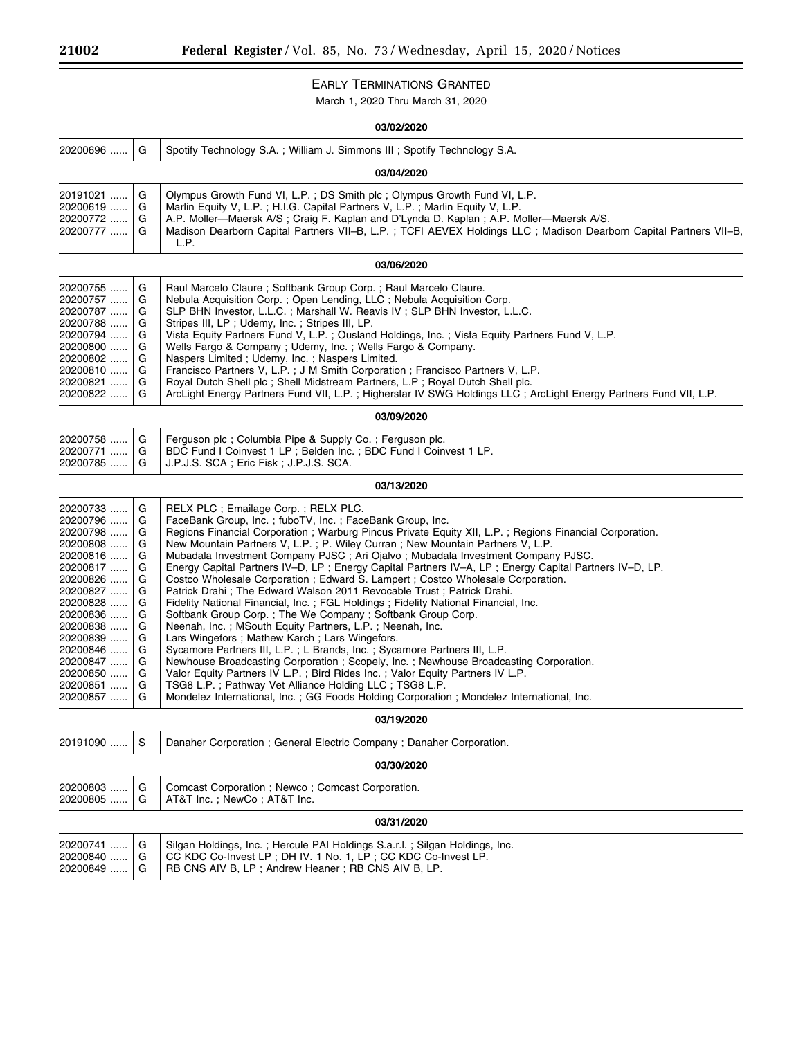## EARLY TERMINATIONS GRANTED

March 1, 2020 Thru March 31, 2020

| | | |
|---|---|---|
| **03/02/2020** | | |
| 20200696 | G | Spotify Technology S.A. ; William J. Simmons III ; Spotify Technology S.A. |
| **03/04/2020** | | |
| 20191021 | G | Olympus Growth Fund VI, L.P. ; DS Smith plc ; Olympus Growth Fund VI, L.P. |
| 20200619 | G | Marlin Equity V, L.P. ; H.I.G. Capital Partners V, L.P. ; Marlin Equity V, L.P. |
| 20200772 | G | A.P. Moller—Maersk A/S ; Craig F. Kaplan and D'Lynda D. Kaplan ; A.P. Moller—Maersk A/S. |
| 20200777 | G | Madison Dearborn Capital Partners VII–B, L.P. ; TCFI AEVEX Holdings LLC ; Madison Dearborn Capital Partners VII–B, L.P. |
| **03/06/2020** | | |
| 20200755 | G | Raul Marcelo Claure ; Softbank Group Corp. ; Raul Marcelo Claure. |
| 20200757 | G | Nebula Acquisition Corp. ; Open Lending, LLC ; Nebula Acquisition Corp. |
| 20200787 | G | SLP BHN Investor, L.L.C. ; Marshall W. Reavis IV ; SLP BHN Investor, L.L.C. |
| 20200788 | G | Stripes III, LP ; Udemy, Inc. ; Stripes III, LP. |
| 20200794 | G | Vista Equity Partners Fund V, L.P. ; Ousland Holdings, Inc. ; Vista Equity Partners Fund V, L.P. |
| 20200800 | G | Wells Fargo & Company ; Udemy, Inc. ; Wells Fargo & Company. |
| 20200802 | G | Naspers Limited ; Udemy, Inc. ; Naspers Limited. |
| 20200810 | G | Francisco Partners V, L.P. ; J M Smith Corporation ; Francisco Partners V, L.P. |
| 20200821 | G | Royal Dutch Shell plc ; Shell Midstream Partners, L.P ; Royal Dutch Shell plc. |
| 20200822 | G | ArcLight Energy Partners Fund VII, L.P. ; Higherstar IV SWG Holdings LLC ; ArcLight Energy Partners Fund VII, L.P. |
| **03/09/2020** | | |
| 20200758 | G | Ferguson plc ; Columbia Pipe & Supply Co. ; Ferguson plc. |
| 20200771 | G | BDC Fund I Coinvest 1 LP ; Belden Inc. ; BDC Fund I Coinvest 1 LP. |
| 20200785 | G | J.P.J.S. SCA ; Eric Fisk ; J.P.J.S. SCA. |
| **03/13/2020** | | |
| 20200733 | G | RELX PLC ; Emailage Corp. ; RELX PLC. |
| 20200796 | G | FaceBank Group, Inc. ; fuboTV, Inc. ; FaceBank Group, Inc. |
| 20200798 | G | Regions Financial Corporation ; Warburg Pincus Private Equity XII, L.P. ; Regions Financial Corporation. |
| 20200808 | G | New Mountain Partners V, L.P. ; P. Wiley Curran ; New Mountain Partners V, L.P. |
| 20200816 | G | Mubadala Investment Company PJSC ; Ari Ojalvo ; Mubadala Investment Company PJSC. |
| 20200817 | G | Energy Capital Partners IV–D, LP ; Energy Capital Partners IV–A, LP ; Energy Capital Partners IV–D, LP. |
| 20200826 | G | Costco Wholesale Corporation ; Edward S. Lampert ; Costco Wholesale Corporation. |
| 20200827 | G | Patrick Drahi ; The Edward Walson 2011 Revocable Trust ; Patrick Drahi. |
| 20200828 | G | Fidelity National Financial, Inc. ; FGL Holdings ; Fidelity National Financial, Inc. |
| 20200836 | G | Softbank Group Corp. ; The We Company ; Softbank Group Corp. |
| 20200838 | G | Neenah, Inc. ; MSouth Equity Partners, L.P. ; Neenah, Inc. |
| 20200839 | G | Lars Wingefors ; Mathew Karch ; Lars Wingefors. |
| 20200846 | G | Sycamore Partners III, L.P. ; L Brands, Inc. ; Sycamore Partners III, L.P. |
| 20200847 | G | Newhouse Broadcasting Corporation ; Scopely, Inc. ; Newhouse Broadcasting Corporation. |
| 20200850 | G | Valor Equity Partners IV L.P. ; Bird Rides Inc. ; Valor Equity Partners IV L.P. |
| 20200851 | G | TSG8 L.P. ; Pathway Vet Alliance Holding LLC ; TSG8 L.P. |
| 20200857 | G | Mondelez International, Inc. ; GG Foods Holding Corporation ; Mondelez International, Inc. |
| **03/19/2020** | | |
| 20191090 | S | Danaher Corporation ; General Electric Company ; Danaher Corporation. |
| **03/30/2020** | | |
| 20200803 | G | Comcast Corporation ; Newco ; Comcast Corporation. |
| 20200805 | G | AT&T Inc. ; NewCo ; AT&T Inc. |
| **03/31/2020** | | |
| 20200741 | G | Silgan Holdings, Inc. ; Hercule PAI Holdings S.a.r.l. ; Silgan Holdings, Inc. |
| 20200840 | G | CC KDC Co-Invest LP ; DH IV. 1 No. 1, LP ; CC KDC Co-Invest LP. |
| 20200849 | G | RB CNS AIV B, LP ; Andrew Heaner ; RB CNS AIV B, LP. |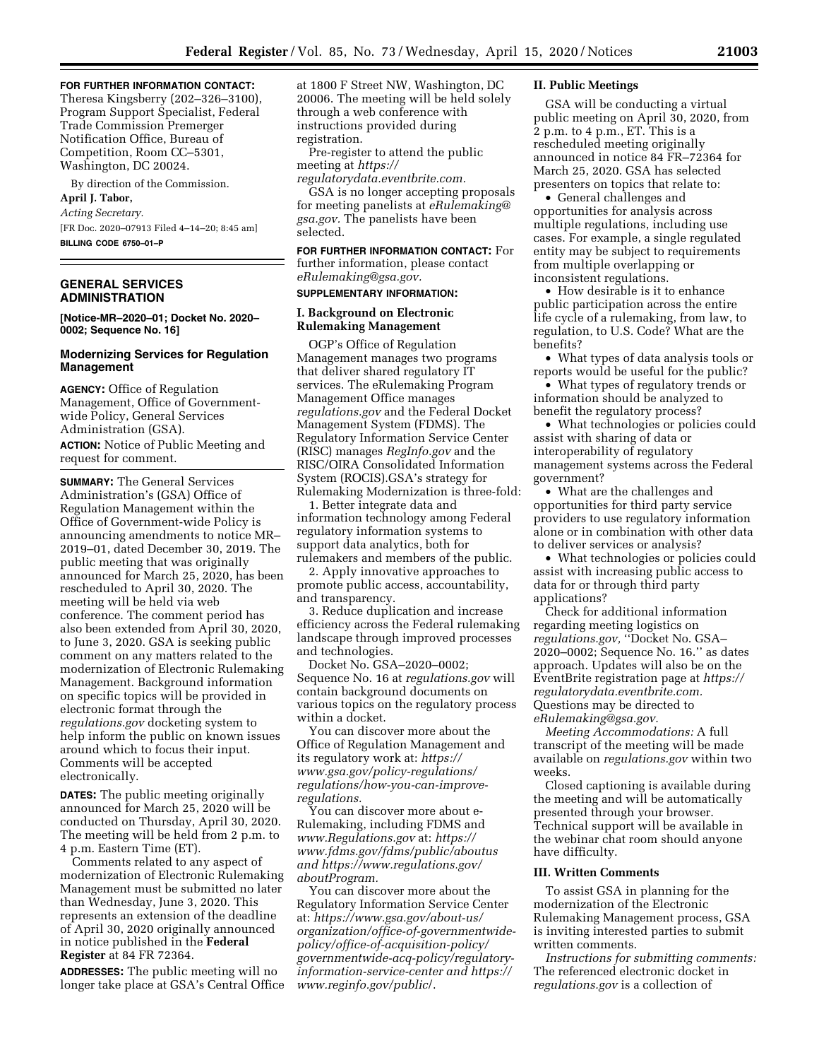**FOR FURTHER INFORMATION CONTACT:** Theresa Kingsberry (202–326–3100), Program Support Specialist, Federal Trade Commission Premerger Notification Office, Bureau of Competition, Room CC–5301, Washington, DC 20024.

By direction of the Commission.

**April J. Tabor,**

*Acting Secretary.*

[FR Doc. 2020–07913 Filed 4–14–20; 8:45 am]

**BILLING CODE 6750–01–P**

## GENERAL SERVICES ADMINISTRATION

**[Notice-MR–2020–01; Docket No. 2020–0002; Sequence No. 16]**

### Modernizing Services for Regulation Management

**AGENCY:** Office of Regulation Management, Office of Government-wide Policy, General Services Administration (GSA).

**ACTION:** Notice of Public Meeting and request for comment.

**SUMMARY:** The General Services Administration's (GSA) Office of Regulation Management within the Office of Government-wide Policy is announcing amendments to notice MR–2019–01, dated December 30, 2019. The public meeting that was originally announced for March 25, 2020, has been rescheduled to April 30, 2020. The meeting will be held via web conference. The comment period has also been extended from April 30, 2020, to June 3, 2020. GSA is seeking public comment on any matters related to the modernization of Electronic Rulemaking Management. Background information on specific topics will be provided in electronic format through the *regulations.gov* docketing system to help inform the public on known issues around which to focus their input. Comments will be accepted electronically.

**DATES:** The public meeting originally announced for March 25, 2020 will be conducted on Thursday, April 30, 2020. The meeting will be held from 2 p.m. to 4 p.m. Eastern Time (ET).

Comments related to any aspect of modernization of Electronic Rulemaking Management must be submitted no later than Wednesday, June 3, 2020. This represents an extension of the deadline of April 30, 2020 originally announced in notice published in the **Federal Register** at 84 FR 72364.

**ADDRESSES:** The public meeting will no longer take place at GSA's Central Office at 1800 F Street NW, Washington, DC 20006. The meeting will be held solely through a web conference with instructions provided during registration.

Pre-register to attend the public meeting at *https://regulatorydata.eventbrite.com.*

GSA is no longer accepting proposals for meeting panelists at *eRulemaking@gsa.gov.* The panelists have been selected.

**FOR FURTHER INFORMATION CONTACT:** For further information, please contact *eRulemaking@gsa.gov.*

**SUPPLEMENTARY INFORMATION:**

#### I. Background on Electronic Rulemaking Management

OGP's Office of Regulation Management manages two programs that deliver shared regulatory IT services. The eRulemaking Program Management Office manages *regulations.gov* and the Federal Docket Management System (FDMS). The Regulatory Information Service Center (RISC) manages *RegInfo.gov* and the RISC/OIRA Consolidated Information System (ROCIS).GSA's strategy for Rulemaking Modernization is three-fold:

1. Better integrate data and information technology among Federal regulatory information systems to support data analytics, both for rulemakers and members of the public.
2. Apply innovative approaches to promote public access, accountability, and transparency.
3. Reduce duplication and increase efficiency across the Federal rulemaking landscape through improved processes and technologies.

Docket No. GSA–2020–0002; Sequence No. 16 at *regulations.gov* will contain background documents on various topics on the regulatory process within a docket.

You can discover more about the Office of Regulation Management and its regulatory work at: *https://www.gsa.gov/policy-regulations/regulations/how-you-can-improve-regulations.*

You can discover more about e-Rulemaking, including FDMS and *www.Regulations.gov* at: *https://www.fdms.gov/fdms/public/aboutus and https://www.regulations.gov/aboutProgram.*

You can discover more about the Regulatory Information Service Center at: *https://www.gsa.gov/about-us/organization/office-of-governmentwide-policy/office-of-acquisition-policy/governmentwide-acq-policy/regulatory-information-service-center and https://www.reginfo.gov/public/.*

#### II. Public Meetings

GSA will be conducting a virtual public meeting on April 30, 2020, from 2 p.m. to 4 p.m., ET. This is a rescheduled meeting originally announced in notice 84 FR–72364 for March 25, 2020. GSA has selected presenters on topics that relate to:

- General challenges and opportunities for analysis across multiple regulations, including use cases. For example, a single regulated entity may be subject to requirements from multiple overlapping or inconsistent regulations.
- How desirable is it to enhance public participation across the entire life cycle of a rulemaking, from law, to regulation, to U.S. Code? What are the benefits?
- What types of data analysis tools or reports would be useful for the public?
- What types of regulatory trends or information should be analyzed to benefit the regulatory process?
- What technologies or policies could assist with sharing of data or interoperability of regulatory management systems across the Federal government?
- What are the challenges and opportunities for third party service providers to use regulatory information alone or in combination with other data to deliver services or analysis?
- What technologies or policies could assist with increasing public access to data for or through third party applications?

Check for additional information regarding meeting logistics on *regulations.gov,* "Docket No. GSA–2020–0002; Sequence No. 16." as dates approach. Updates will also be on the EventBrite registration page at *https://regulatorydata.eventbrite.com.* Questions may be directed to *eRulemaking@gsa.gov.*

*Meeting Accommodations:* A full transcript of the meeting will be made available on *regulations.gov* within two weeks.

Closed captioning is available during the meeting and will be automatically presented through your browser. Technical support will be available in the webinar chat room should anyone have difficulty.

#### III. Written Comments

To assist GSA in planning for the modernization of the Electronic Rulemaking Management process, GSA is inviting interested parties to submit written comments.

*Instructions for submitting comments:* The referenced electronic docket in *regulations.gov* is a collection of